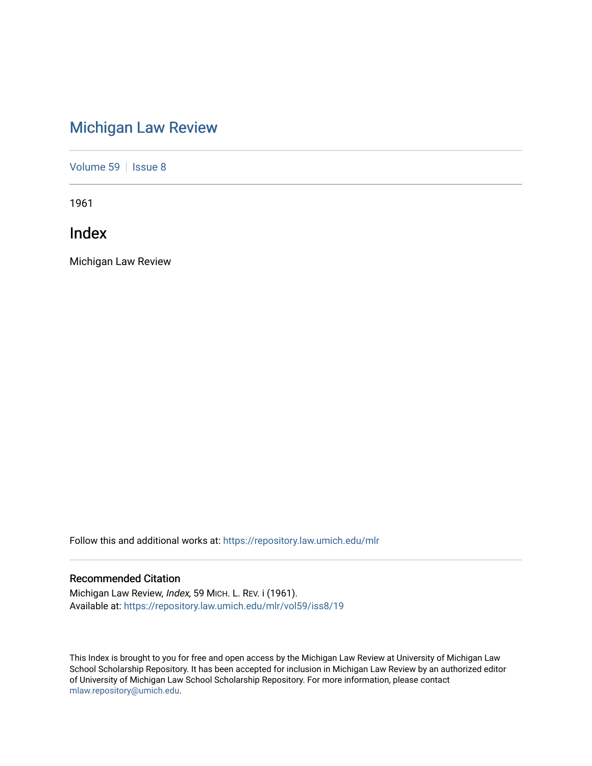# Michigan Law Review

Volume 59 | Issue 8

1961

## Index

Michigan Law Review

Follow this and additional works at: https://repository.law.umich.edu/mlr

### Recommended Citation

Michigan Law Review, *Index*, 59 MICH. L. REV. i (1961).
Available at: https://repository.law.umich.edu/mlr/vol59/iss8/19

This Index is brought to you for free and open access by the Michigan Law Review at University of Michigan Law School Scholarship Repository. It has been accepted for inclusion in Michigan Law Review by an authorized editor of University of Michigan Law School Scholarship Repository. For more information, please contact mlaw.repository@umich.edu.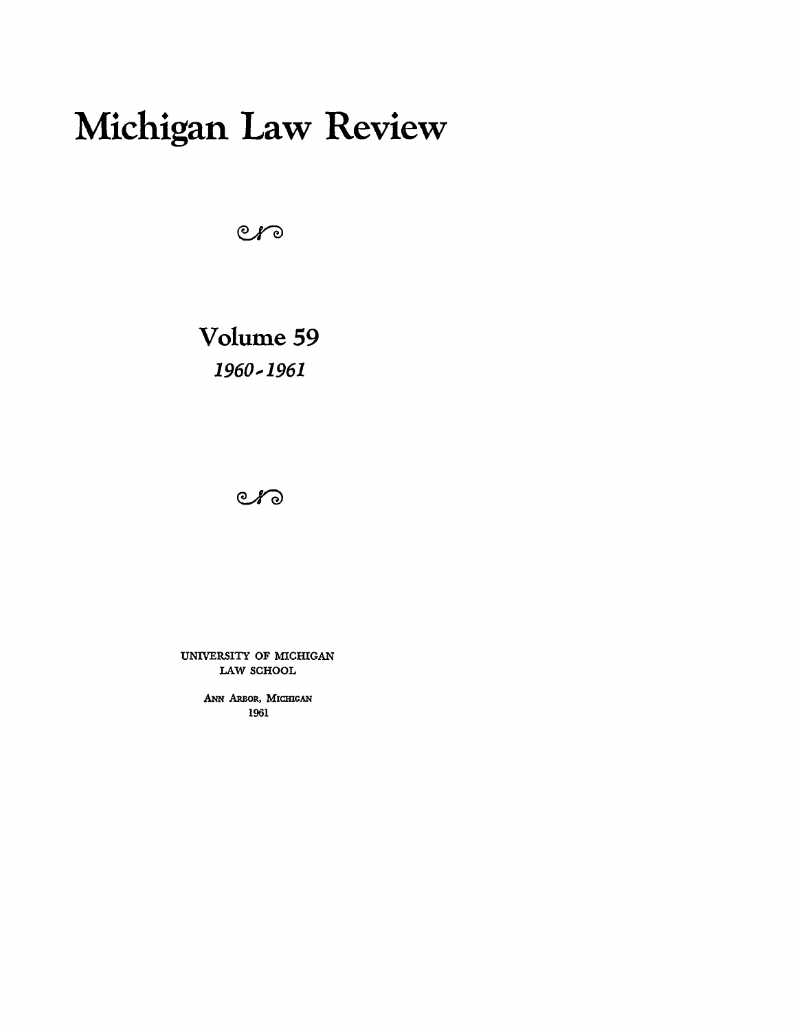# Michigan Law Review

## Volume 59

*1960-1961*

UNIVERSITY OF MICHIGAN
LAW SCHOOL

ANN ARBOR, MICHIGAN
1961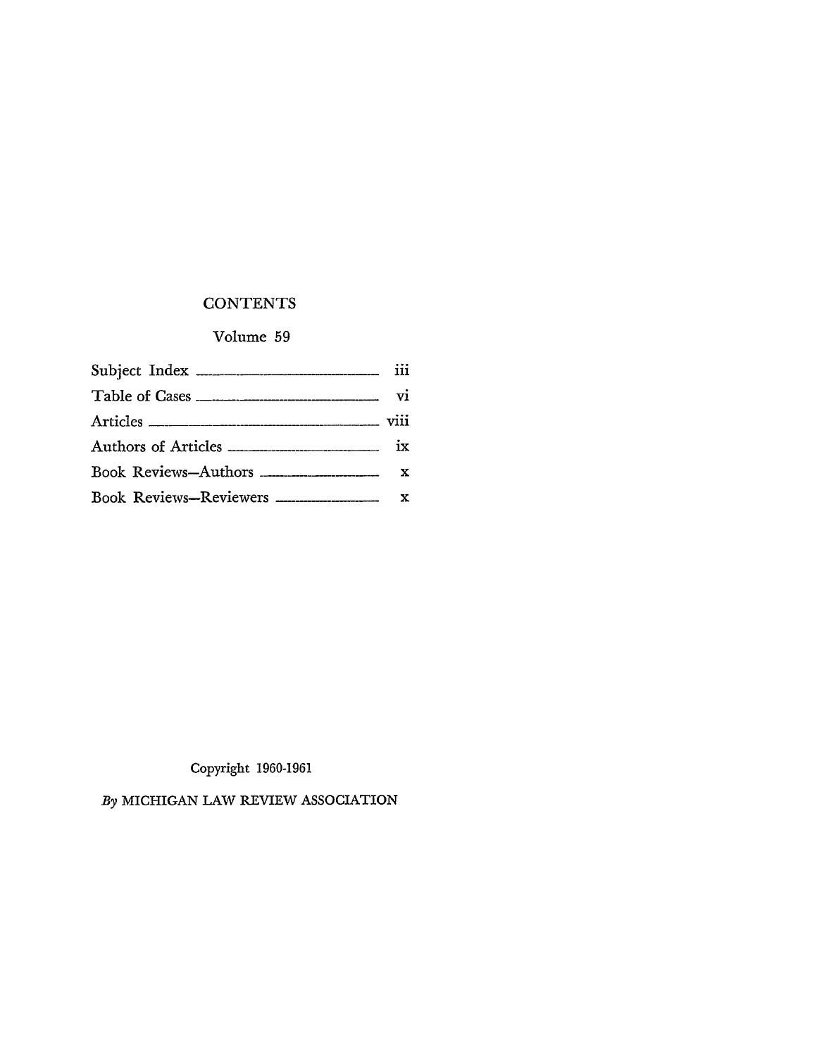# CONTENTS

## Volume 59

| | |
|---|---|
| Subject Index | iii |
| Table of Cases | vi |
| Articles | viii |
| Authors of Articles | ix |
| Book Reviews—Authors | x |
| Book Reviews—Reviewers | x |

Copyright 1960-1961

*By* MICHIGAN LAW REVIEW ASSOCIATION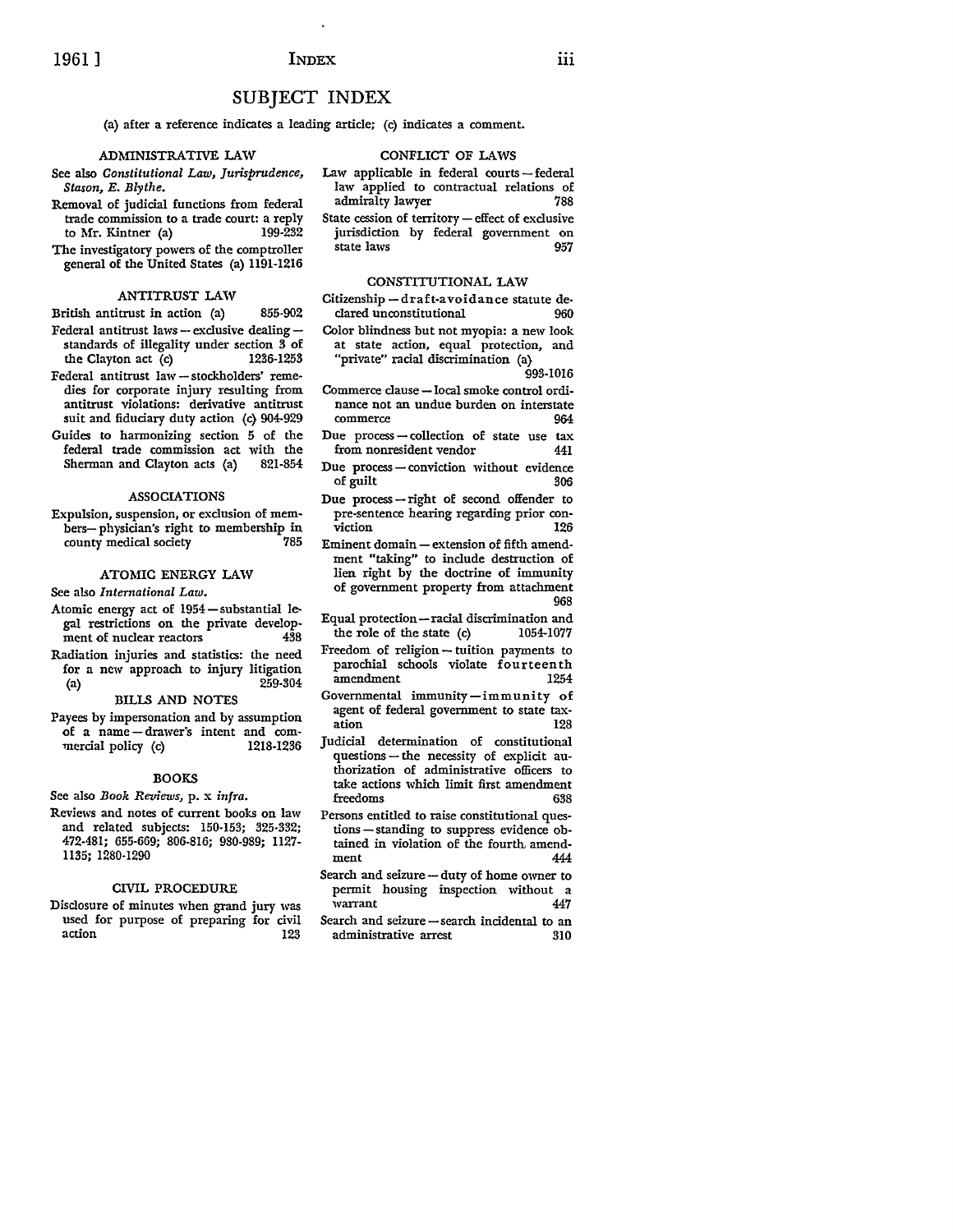# SUBJECT INDEX

(a) after a reference indicates a leading article; (c) indicates a comment.

## ADMINISTRATIVE LAW

See also *Constitutional Law, Jurisprudence, Stason, E. Blythe.*

Removal of judicial functions from federal trade commission to a trade court: a reply to Mr. Kintner (a) 199-232

The investigatory powers of the comptroller general of the United States (a) 1191-1216

## ANTITRUST LAW

British antitrust in action (a) 855-902

Federal antitrust laws — exclusive dealing — standards of illegality under section 3 of the Clayton act (c) 1236-1253

Federal antitrust law — stockholders' remedies for corporate injury resulting from antitrust violations: derivative antitrust suit and fiduciary duty action (c) 904-929

Guides to harmonizing section 5 of the federal trade commission act with the Sherman and Clayton acts (a) 821-854

## ASSOCIATIONS

Expulsion, suspension, or exclusion of members — physician's right to membership in county medical society 785

## ATOMIC ENERGY LAW

See also *International Law.*

Atomic energy act of 1954 — substantial legal restrictions on the private development of nuclear reactors 438

Radiation injuries and statistics: the need for a new approach to injury litigation (a) 259-304

## BILLS AND NOTES

Payees by impersonation and by assumption of a name — drawer's intent and commercial policy (c) 1218-1236

## BOOKS

See also *Book Reviews*, p. x *infra.*

Reviews and notes of current books on law and related subjects: 150-153; 325-332; 472-481; 655-669; 806-816; 980-989; 1127-1135; 1280-1290

## CIVIL PROCEDURE

Disclosure of minutes when grand jury was used for purpose of preparing for civil action 123

## CONFLICT OF LAWS

Law applicable in federal courts — federal law applied to contractual relations of admiralty lawyer 788

State cession of territory — effect of exclusive jurisdiction by federal government on state laws 957

## CONSTITUTIONAL LAW

Citizenship — draft-avoidance statute declared unconstitutional 960

Color blindness but not myopia: a new look at state action, equal protection, and "private" racial discrimination (a) 993-1016

Commerce clause — local smoke control ordinance not an undue burden on interstate commerce 964

Due process — collection of state use tax from nonresident vendor 441

Due process — conviction without evidence of guilt 306

Due process — right of second offender to pre-sentence hearing regarding prior conviction 126

Eminent domain — extension of fifth amendment "taking" to include destruction of lien right by the doctrine of immunity of government property from attachment 968

Equal protection — racial discrimination and the role of the state (c) 1054-1077

Freedom of religion — tuition payments to parochial schools violate fourteenth amendment 1254

Governmental immunity — immunity of agent of federal government to state taxation 128

Judicial determination of constitutional questions — the necessity of explicit authorization of administrative officers to take actions which limit first amendment freedoms 638

Persons entitled to raise constitutional questions — standing to suppress evidence obtained in violation of the fourth amendment 444

Search and seizure — duty of home owner to permit housing inspection without a warrant 447

Search and seizure — search incidental to an administrative arrest 310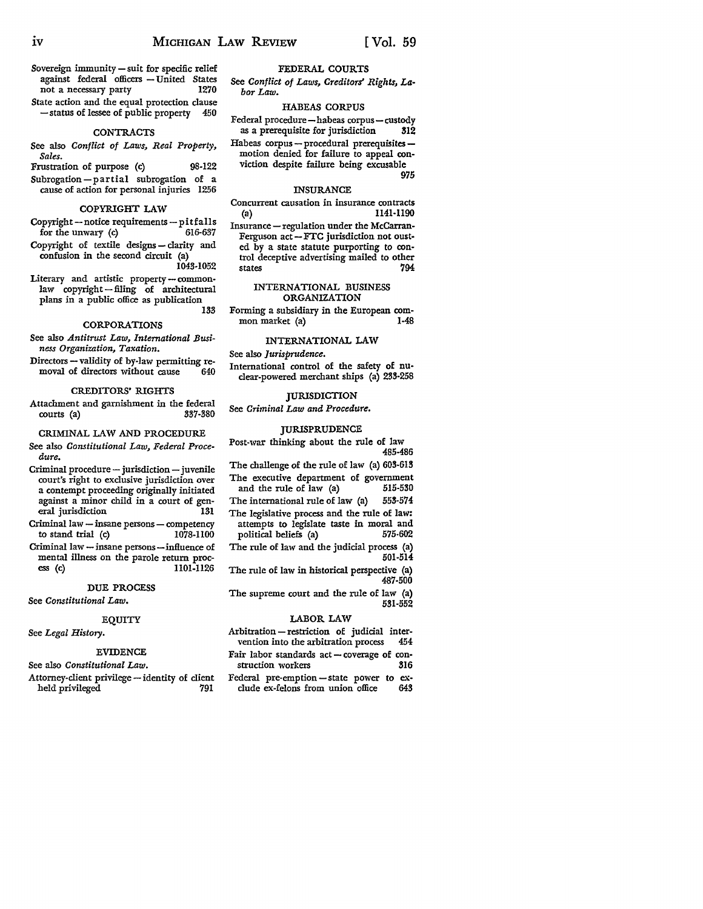Sovereign immunity — suit for specific relief against federal officers — United States not a necessary party 1270

State action and the equal protection clause — status of lessee of public property 450

## CONTRACTS

See also *Conflict of Laws, Real Property, Sales.*

Frustration of purpose (c) 98-122

Subrogation — partial subrogation of a cause of action for personal injuries 1256

## COPYRIGHT LAW

Copyright — notice requirements — pitfalls for the unwary (c) 616-637

Copyright of textile designs — clarity and confusion in the second circuit (a) 1043-1052

Literary and artistic property — common-law copyright — filing of architectural plans in a public office as publication 133

## CORPORATIONS

See also *Antitrust Law, International Business Organization, Taxation.*

Directors — validity of by-law permitting removal of directors without cause 640

## CREDITORS' RIGHTS

Attachment and garnishment in the federal courts (a) 337-380

## CRIMINAL LAW AND PROCEDURE

See also *Constitutional Law, Federal Procedure.*

Criminal procedure — jurisdiction — juvenile court's right to exclusive jurisdiction over a contempt proceeding originally initiated against a minor child in a court of general jurisdiction 131

Criminal law — insane persons — competency to stand trial (c) 1078-1100

Criminal law — insane persons — influence of mental illness on the parole return process (c) 1101-1126

## DUE PROCESS

See *Constitutional Law.*

## EQUITY

See *Legal History.*

## EVIDENCE

See also *Constitutional Law.*

Attorney-client privilege — identity of client held privileged 791

## FEDERAL COURTS

See *Conflict of Laws, Creditors' Rights, Labor Law.*

## HABEAS CORPUS

Federal procedure — habeas corpus — custody as a prerequisite for jurisdiction 312

Habeas corpus — procedural prerequisites — motion denied for failure to appeal conviction despite failure being excusable 975

## INSURANCE

Concurrent causation in insurance contracts (a) 1141-1190

Insurance — regulation under the McCarran-Ferguson act — FTC jurisdiction not ousted by a state statute purporting to control deceptive advertising mailed to other states 794

## INTERNATIONAL BUSINESS ORGANIZATION

Forming a subsidiary in the European common market (a) 1-48

## INTERNATIONAL LAW

See also *Jurisprudence.*

International control of the safety of nuclear-powered merchant ships (a) 233-258

## JURISDICTION

See *Criminal Law and Procedure.*

## JURISPRUDENCE

Post-war thinking about the rule of law 485-486

The challenge of the rule of law (a) 603-615

The executive department of government and the rule of law (a) 515-530

The international rule of law (a) 553-574

The legislative process and the rule of law: attempts to legislate taste in moral and political beliefs (a) 575-602

The rule of law and the judicial process (a) 501-514

The rule of law in historical perspective (a) 487-500

The supreme court and the rule of law (a) 531-552

## LABOR LAW

Arbitration — restriction of judicial intervention into the arbitration process 454

Fair labor standards act — coverage of construction workers 316

Federal pre-emption — state power to exclude ex-felons from union office 643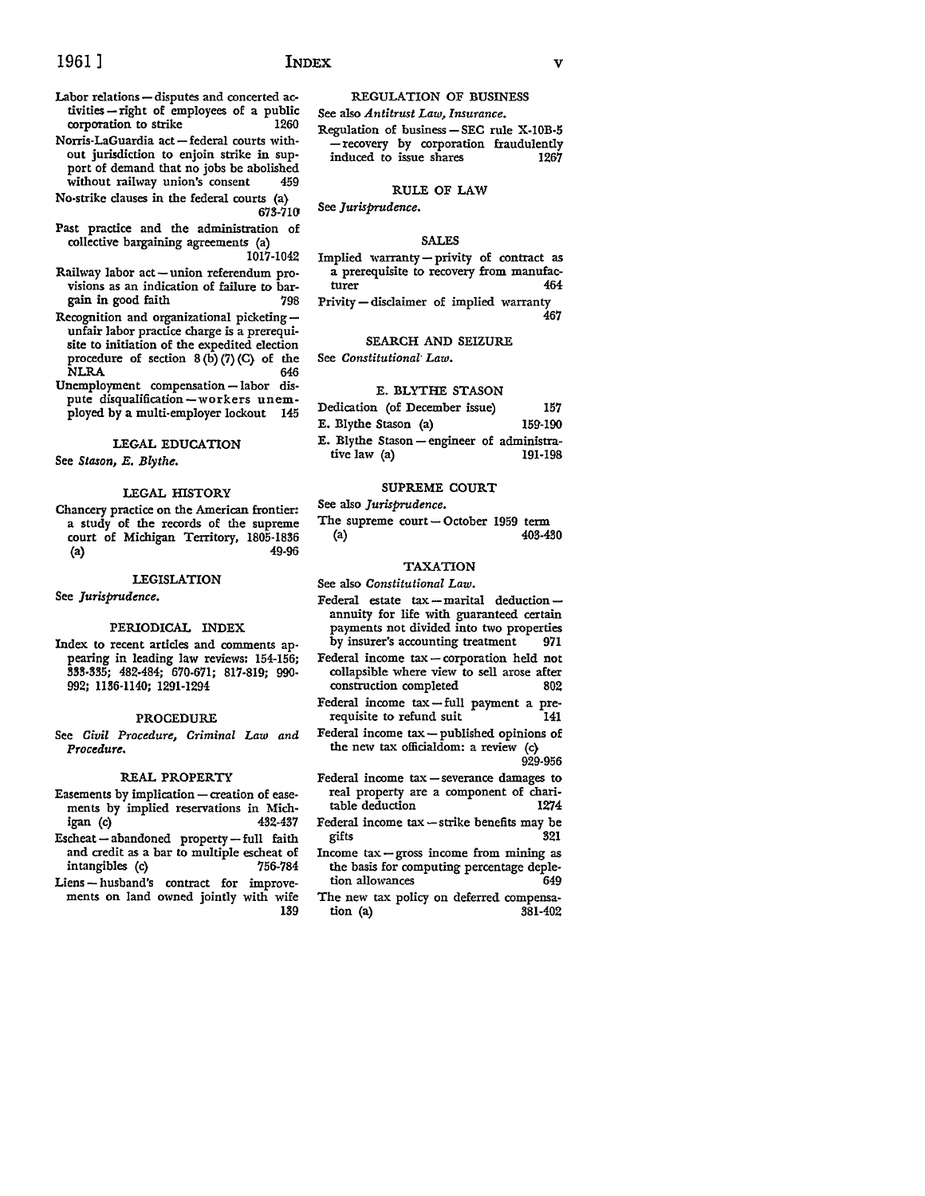Labor relations — disputes and concerted activities — right of employees of a public corporation to strike 1260

Norris-LaGuardia act — federal courts without jurisdiction to enjoin strike in support of demand that no jobs be abolished without railway union's consent 459

No-strike clauses in the federal courts (a) 673-710

Past practice and the administration of collective bargaining agreements (a) 1017-1042

Railway labor act — union referendum provisions as an indication of failure to bargain in good faith 798

Recognition and organizational picketing — unfair labor practice charge is a prerequisite to initiation of the expedited election procedure of section 8 (b) (7) (C) of the NLRA 646

Unemployment compensation — labor dispute disqualification — workers unemployed by a multi-employer lockout 145

## LEGAL EDUCATION

See *Stason, E. Blythe.*

## LEGAL HISTORY

Chancery practice on the American frontier: a study of the records of the supreme court of Michigan Territory, 1805-1836 (a) 49-96

## LEGISLATION

See *Jurisprudence.*

## PERIODICAL INDEX

Index to recent articles and comments appearing in leading law reviews: 154-156; 333-335; 482-484; 670-671; 817-819; 990-992; 1136-1140; 1291-1294

## PROCEDURE

See *Civil Procedure, Criminal Law and Procedure.*

## REAL PROPERTY

Easements by implication — creation of easements by implied reservations in Michigan (c) 432-437

Escheat — abandoned property — full faith and credit as a bar to multiple escheat of intangibles (c) 756-784

Liens — husband's contract for improvements on land owned jointly with wife 139

## REGULATION OF BUSINESS

See also *Antitrust Law, Insurance.*

Regulation of business — SEC rule X-10B-5 — recovery by corporation fraudulently induced to issue shares 1267

## RULE OF LAW

See *Jurisprudence.*

## SALES

Implied warranty — privity of contract as a prerequisite to recovery from manufacturer 464

Privity — disclaimer of implied warranty 467

## SEARCH AND SEIZURE

See *Constitutional Law.*

## E. BLYTHE STASON

Dedication (of December issue) 157

E. Blythe Stason (a) 159-190

E. Blythe Stason — engineer of administrative law (a) 191-198

## SUPREME COURT

See also *Jurisprudence.*

The supreme court — October 1959 term (a) 403-430

## TAXATION

See also *Constitutional Law.*

Federal estate tax — marital deduction — annuity for life with guaranteed certain payments not divided into two properties by insurer's accounting treatment 971

Federal income tax — corporation held not collapsible where view to sell arose after construction completed 802

Federal income tax — full payment a prerequisite to refund suit 141

Federal income tax — published opinions of the new tax officialdom: a review (c) 929-956

Federal income tax — severance damages to real property are a component of charitable deduction 1274

Federal income tax — strike benefits may be gifts 321

Income tax — gross income from mining as the basis for computing percentage depletion allowances 649

The new tax policy on deferred compensation (a) 381-402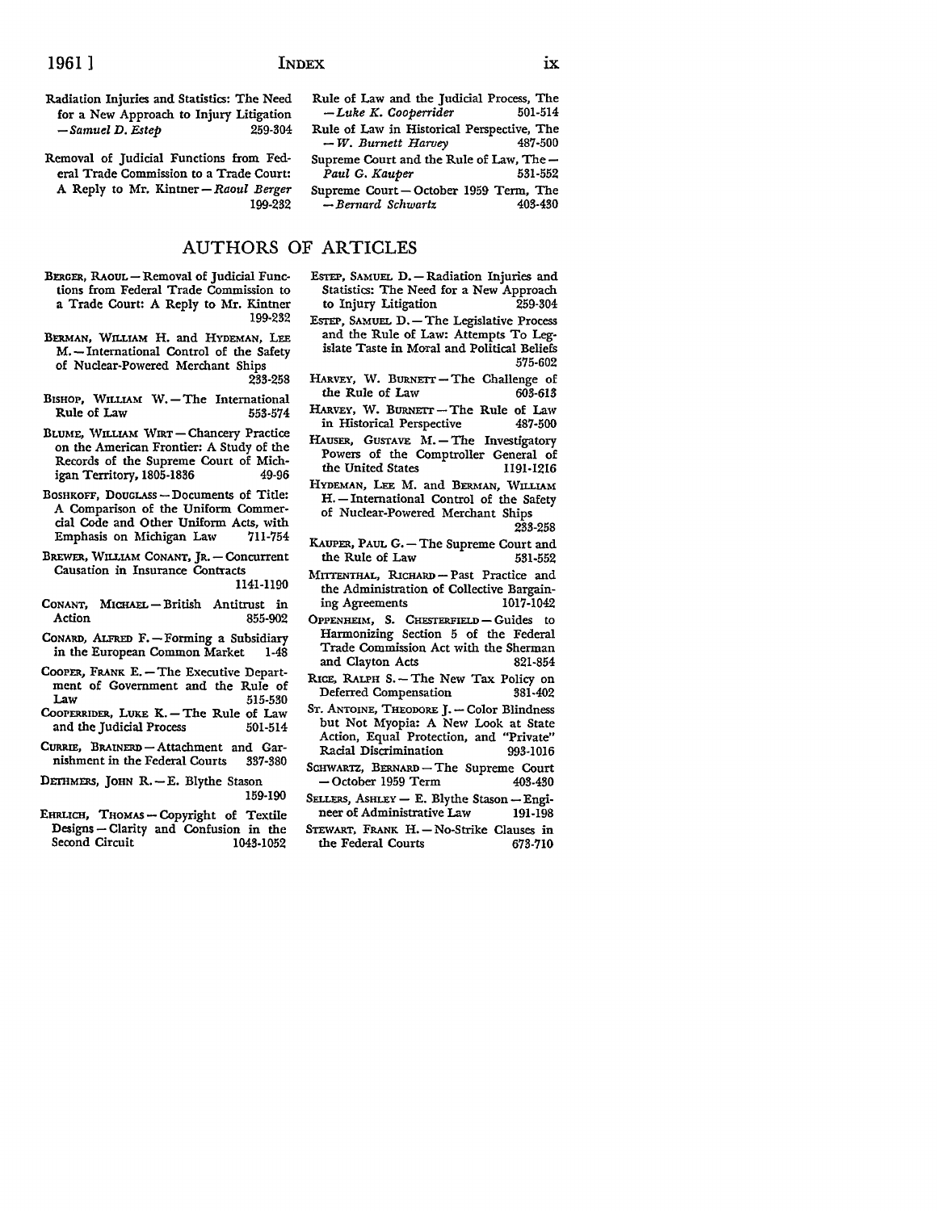Radiation Injuries and Statistics: The Need for a New Approach to Injury Litigation — *Samuel D. Estep* 259-304

Removal of Judicial Functions from Federal Trade Commission to a Trade Court: A Reply to Mr. Kintner — *Raoul Berger* 199-232

Rule of Law and the Judicial Process, The — *Luke K. Cooperrider* 501-514

Rule of Law in Historical Perspective, The — *W. Burnett Harvey* 487-500

Supreme Court and the Rule of Law, The — *Paul G. Kauper* 531-552

Supreme Court — October 1959 Term, The — *Bernard Schwartz* 403-430

## AUTHORS OF ARTICLES

BERGER, RAOUL — Removal of Judicial Functions from Federal Trade Commission to a Trade Court: A Reply to Mr. Kintner 199-232

BERMAN, WILLIAM H. and HYDEMAN, LEE M. — International Control of the Safety of Nuclear-Powered Merchant Ships 233-258

BISHOP, WILLIAM W. — The International Rule of Law 553-574

BLUME, WILLIAM WIRT — Chancery Practice on the American Frontier: A Study of the Records of the Supreme Court of Michigan Territory, 1805-1836 49-96

BOSHKOFF, DOUGLASS — Documents of Title: A Comparison of the Uniform Commercial Code and Other Uniform Acts, with Emphasis on Michigan Law 711-754

BREWER, WILLIAM CONANT, JR. — Concurrent Causation in Insurance Contracts 1141-1190

CONANT, MICHAEL — British Antitrust in Action 855-902

CONARD, ALFRED F. — Forming a Subsidiary in the European Common Market 1-48

COOPER, FRANK E. — The Executive Department of Government and the Rule of Law 515-530

COOPERRIDER, LUKE K. — The Rule of Law and the Judicial Process 501-514

CURRIE, BRAINERD — Attachment and Garnishment in the Federal Courts 337-380

DETHMERS, JOHN R. — E. Blythe Stason 159-190

EHRLICH, THOMAS — Copyright of Textile Designs — Clarity and Confusion in the Second Circuit 1043-1052

ESTEP, SAMUEL D. — Radiation Injuries and Statistics: The Need for a New Approach to Injury Litigation 259-304

ESTEP, SAMUEL D. — The Legislative Process and the Rule of Law: Attempts To Legislate Taste in Moral and Political Beliefs 575-602

HARVEY, W. BURNETT — The Challenge of the Rule of Law 603-613

HARVEY, W. BURNETT — The Rule of Law in Historical Perspective 487-500

HAUSER, GUSTAVE M. — The Investigatory Powers of the Comptroller General of the United States 1191-1216

HYDEMAN, LEE M. and BERMAN, WILLIAM H. — International Control of the Safety of Nuclear-Powered Merchant Ships 233-258

KAUPER, PAUL G. — The Supreme Court and the Rule of Law 531-552

MITTENTHAL, RICHARD — Past Practice and the Administration of Collective Bargaining Agreements 1017-1042

OPPENHEIM, S. CHESTERFIELD — Guides to Harmonizing Section 5 of the Federal Trade Commission Act with the Sherman and Clayton Acts 821-854

RICE, RALPH S. — The New Tax Policy on Deferred Compensation 381-402

ST. ANTOINE, THEODORE J. — Color Blindness but Not Myopia: A New Look at State Action, Equal Protection, and "Private" Racial Discrimination 993-1016

SCHWARTZ, BERNARD — The Supreme Court — October 1959 Term 403-430

SELLERS, ASHLEY — E. Blythe Stason — Engineer of Administrative Law 191-198

STEWART, FRANK H. — No-Strike Clauses in the Federal Courts 673-710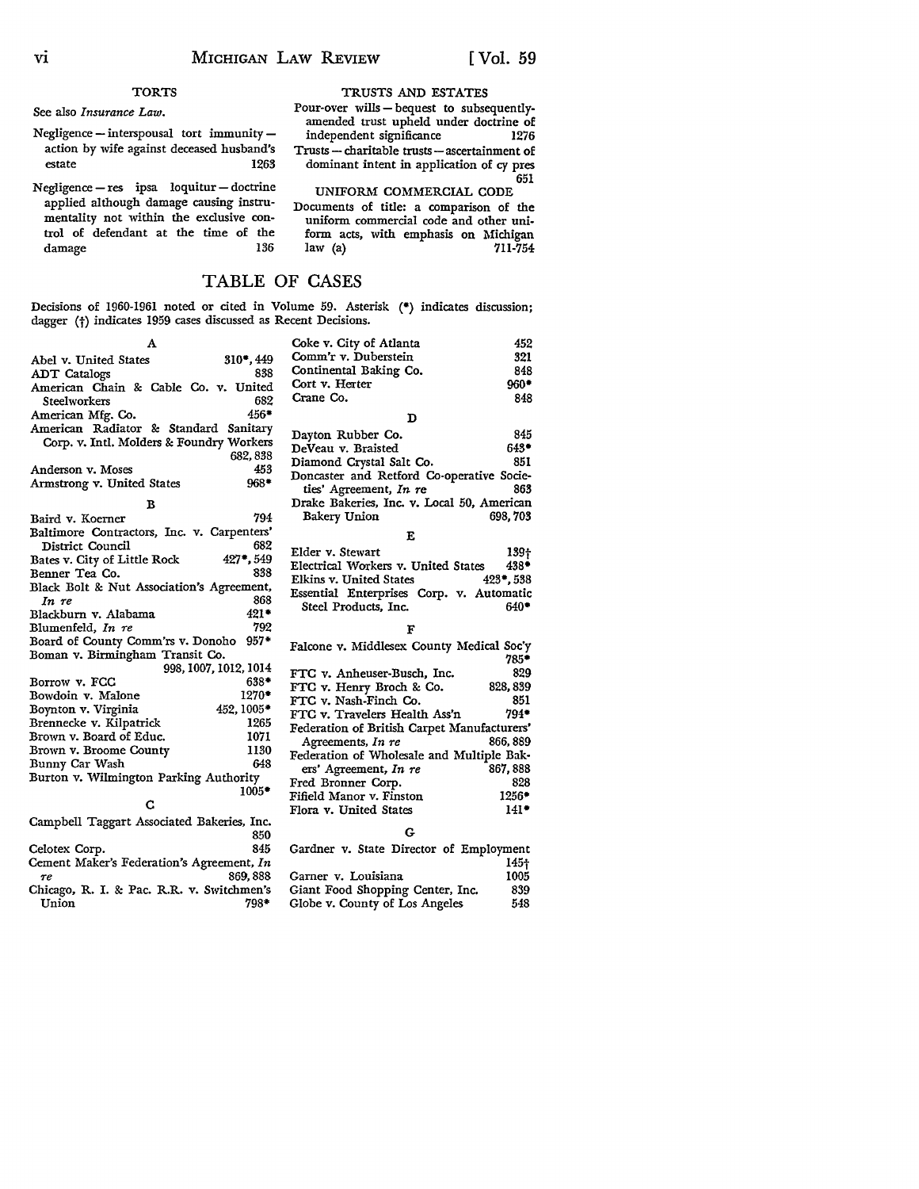### TORTS

See also *Insurance Law.*

Negligence — interspousal tort immunity — action by wife against deceased husband's estate 1263

Negligence — res ipsa loquitur — doctrine applied although damage causing instrumentality not within the exclusive control of defendant at the time of the damage 136

### TRUSTS AND ESTATES

Pour-over wills — bequest to subsequently-amended trust upheld under doctrine of independent significance 1276

Trusts — charitable trusts — ascertainment of dominant intent in application of cy pres 651

### UNIFORM COMMERCIAL CODE

Documents of title: a comparison of the uniform commercial code and other uniform acts, with emphasis on Michigan law (a) 711-754

## TABLE OF CASES

Decisions of 1960-1961 noted or cited in Volume 59. Asterisk (*) indicates discussion; dagger (†) indicates 1959 cases discussed as Recent Decisions.

### A

Abel v. United States 310*, 449
ADT Catalogs 838
American Chain & Cable Co. v. United Steelworkers 682
American Mfg. Co. 456*
American Radiator & Standard Sanitary Corp. v. Intl. Molders & Foundry Workers 682, 838
Anderson v. Moses 453
Armstrong v. United States 968*

### B

Baird v. Koerner 794
Baltimore Contractors, Inc. v. Carpenters' District Council 682
Bates v. City of Little Rock 427*, 549
Benner Tea Co. 838
Black Bolt & Nut Association's Agreement, *In re* 868
Blackburn v. Alabama 421*
Blumenfeld, *In re* 792
Board of County Comm'rs v. Donoho 957*
Boman v. Birmingham Transit Co. 998, 1007, 1012, 1014
Borrow v. FCC 638*
Bowdoin v. Malone 1270*
Boynton v. Virginia 452, 1005*
Brennecke v. Kilpatrick 1265
Brown v. Board of Educ. 1071
Brown v. Broome County 1130
Bunny Car Wash 648
Burton v. Wilmington Parking Authority 1005*

### C

Campbell Taggart Associated Bakeries, Inc. 850
Celotex Corp. 845
Cement Maker's Federation's Agreement, *In re* 869, 888
Chicago, R. I. & Pac. R.R. v. Switchmen's Union 798*
Coke v. City of Atlanta 452
Comm'r v. Duberstein 321
Continental Baking Co. 848
Cort v. Herter 960*
Crane Co. 848

### D

Dayton Rubber Co. 845
DeVeau v. Braisted 643*
Diamond Crystal Salt Co. 851
Doncaster and Retford Co-operative Societies' Agreement, *In re* 863
Drake Bakeries, Inc. v. Local 50, American Bakery Union 698, 703

### E

Elder v. Stewart 139†
Electrical Workers v. United States 438*
Elkins v. United States 423*, 538
Essential Enterprises Corp. v. Automatic Steel Products, Inc. 640*

### F

Falcone v. Middlesex County Medical Soc'y 785*
FTC v. Anheuser-Busch, Inc. 829
FTC v. Henry Broch & Co. 828, 839
FTC v. Nash-Finch Co. 851
FTC v. Travelers Health Ass'n 794*
Federation of British Carpet Manufacturers' Agreements, *In re* 866, 889
Federation of Wholesale and Multiple Bakers' Agreement, *In re* 867, 888
Fred Bronner Corp. 828
Fifield Manor v. Finston 1256*
Flora v. United States 141*

### G

Gardner v. State Director of Employment 145†
Garner v. Louisiana 1005
Giant Food Shopping Center, Inc. 839
Globe v. County of Los Angeles 548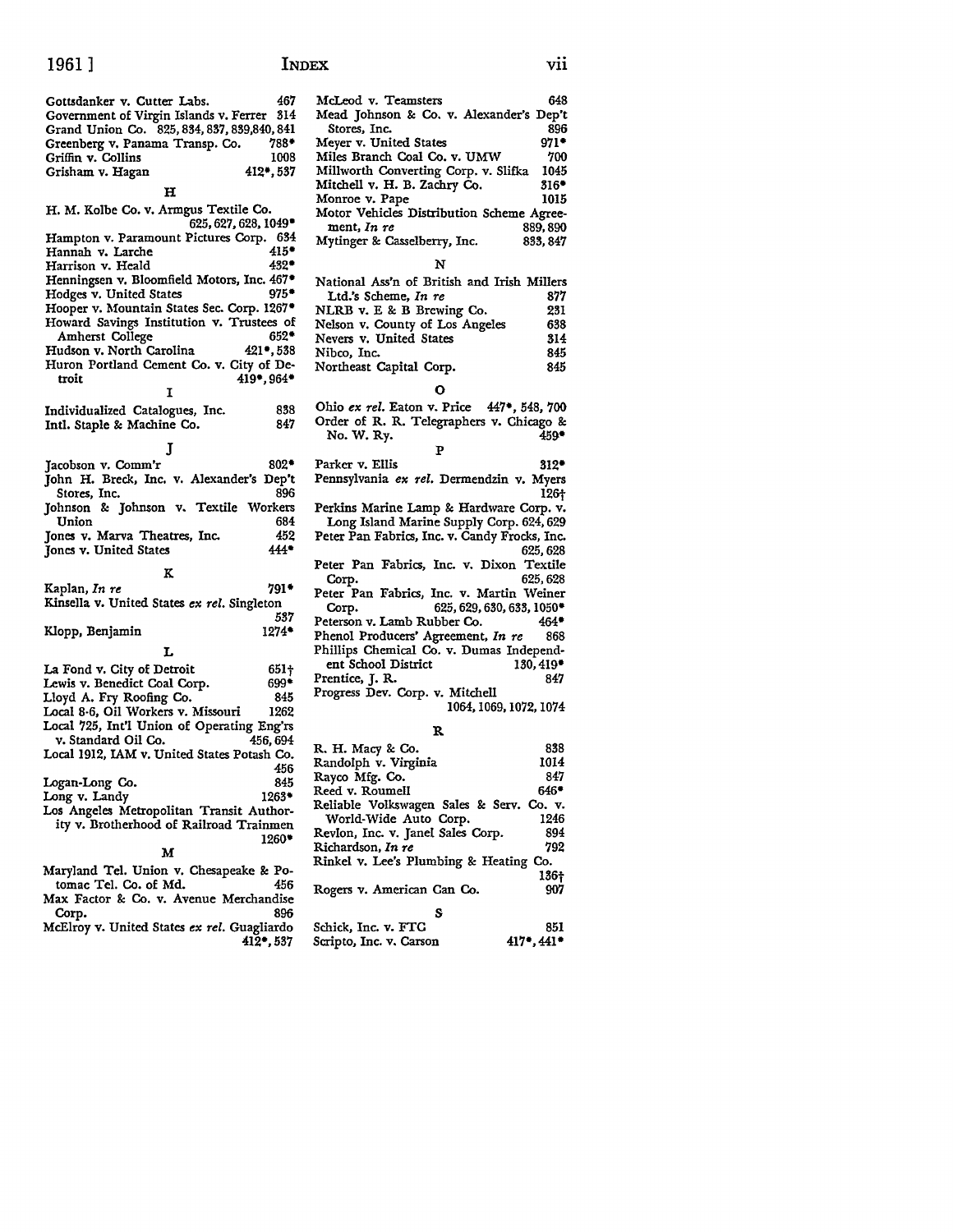Gottsdanker v. Cutter Labs. 467
Government of Virgin Islands v. Ferrer 314
Grand Union Co. 825, 834, 837, 839, 840, 841
Greenberg v. Panama Transp. Co. 788*
Griffin v. Collins 1008
Grisham v. Hagan 412*, 537

## H

H. M. Kolbe Co. v. Armgus Textile Co. 625, 627, 628, 1049*
Hampton v. Paramount Pictures Corp. 634
Hannah v. Larche 415*
Harrison v. Heald 432*
Henningsen v. Bloomfield Motors, Inc. 467*
Hodges v. United States 975*
Hooper v. Mountain States Sec. Corp. 1267*
Howard Savings Institution v. Trustees of Amherst College 652*
Hudson v. North Carolina 421*, 538
Huron Portland Cement Co. v. City of Detroit 419*, 964*

## I

Individualized Catalogues, Inc. 838
Intl. Staple & Machine Co. 847

## J

Jacobson v. Comm'r 802*
John H. Breck, Inc. v. Alexander's Dep't Stores, Inc. 896
Johnson & Johnson v. Textile Workers Union 684
Jones v. Marva Theatres, Inc. 452
Jones v. United States 444*

## K

Kaplan, *In re* 791*
Kinsella v. United States *ex rel.* Singleton 537
Klopp, Benjamin 1274*

## L

La Fond v. City of Detroit 651†
Lewis v. Benedict Coal Corp. 699*
Lloyd A. Fry Roofing Co. 845
Local 8-6, Oil Workers v. Missouri 1262
Local 725, Int'l Union of Operating Eng'rs v. Standard Oil Co. 456, 694
Local 1912, IAM v. United States Potash Co. 456
Logan-Long Co. 845
Long v. Landy 1263*
Los Angeles Metropolitan Transit Authority v. Brotherhood of Railroad Trainmen 1260*

## M

Maryland Tel. Union v. Chesapeake & Potomac Tel. Co. of Md. 456
Max Factor & Co. v. Avenue Merchandise Corp. 896
McElroy v. United States *ex rel.* Guagliardo 412*, 537
McLeod v. Teamsters 648
Mead Johnson & Co. v. Alexander's Dep't Stores, Inc. 896
Meyer v. United States 971*
Miles Branch Coal Co. v. UMW 700
Millworth Converting Corp. v. Slifka 1045
Mitchell v. H. B. Zachry Co. 316*
Monroe v. Pape 1015
Motor Vehicles Distribution Scheme Agreement, *In re* 889, 890
Mytinger & Casselberry, Inc. 833, 847

## N

National Ass'n of British and Irish Millers Ltd.'s Scheme, *In re* 877
NLRB v. E & B Brewing Co. 231
Nelson v. County of Los Angeles 638
Nevers v. United States 314
Nibco, Inc. 845
Northeast Capital Corp. 845

## O

Ohio *ex rel.* Eaton v. Price 447*, 548, 700
Order of R. R. Telegraphers v. Chicago & No. W. Ry. 459*

## P

Parker v. Ellis 312*
Pennsylvania *ex rel.* Dermendzin v. Myers 126†
Perkins Marine Lamp & Hardware Corp. v. Long Island Marine Supply Corp. 624, 629
Peter Pan Fabrics, Inc. v. Candy Frocks, Inc. 625, 628
Peter Pan Fabrics, Inc. v. Dixon Textile Corp. 625, 628
Peter Pan Fabrics, Inc. v. Martin Weiner Corp. 625, 629, 630, 633, 1050*
Peterson v. Lamb Rubber Co. 464*
Phenol Producers' Agreement, *In re* 868
Phillips Chemical Co. v. Dumas Independent School District 130, 419*
Prentice, J. R. 847
Progress Dev. Corp. v. Mitchell 1064, 1069, 1072, 1074

## R

R. H. Macy & Co. 838
Randolph v. Virginia 1014
Rayco Mfg. Co. 847
Reed v. Roumell 646*
Reliable Volkswagen Sales & Serv. Co. v. World-Wide Auto Corp. 1246
Revlon, Inc. v. Janel Sales Corp. 894
Richardson, *In re* 792
Rinkel v. Lee's Plumbing & Heating Co. 136†
Rogers v. American Can Co. 907

## S

Schick, Inc. v. FTC 851
Scripto, Inc. v. Carson 417*, 441*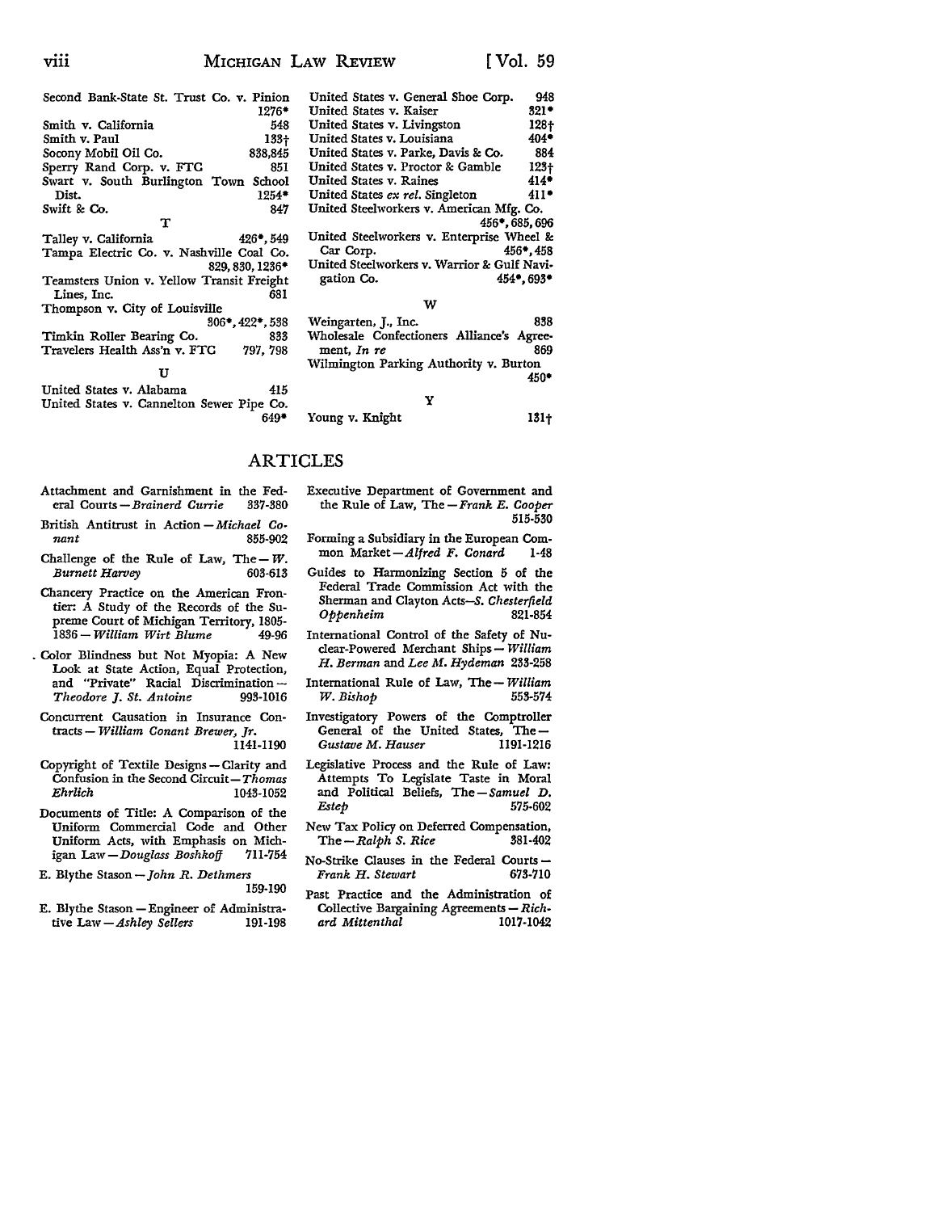Second Bank-State St. Trust Co. v. Pinion 1276*
Smith v. California 548
Smith v. Paul 133†
Socony Mobil Oil Co. 838, 845
Sperry Rand Corp. v. FTC 851
Swart v. South Burlington Town School Dist. 1254*
Swift & Co. 847

T

Talley v. California 426*, 549
Tampa Electric Co. v. Nashville Coal Co. 829, 830, 1236*
Teamsters Union v. Yellow Transit Freight Lines, Inc. 681
Thompson v. City of Louisville 306*, 422*, 538
Timkin Roller Bearing Co. 833
Travelers Health Ass'n v. FTC 797, 798

U

United States v. Alabama 415
United States v. Cannelton Sewer Pipe Co. 649*
United States v. General Shoe Corp. 948
United States v. Kaiser 321*
United States v. Livingston 128†
United States v. Louisiana 404*
United States v. Parke, Davis & Co. 884
United States v. Proctor & Gamble 123†
United States v. Raines 414*
United States *ex rel.* Singleton 411*
United Steelworkers v. American Mfg. Co. 456*, 685, 696
United Steelworkers v. Enterprise Wheel & Car Corp. 456*, 458
United Steelworkers v. Warrior & Gulf Navigation Co. 454*, 693*

W

Weingarten, J., Inc. 838
Wholesale Confectioners Alliance's Agreement, *In re* 869
Wilmington Parking Authority v. Burton 450*

Y

Young v. Knight 131†

## ARTICLES

Attachment and Garnishment in the Federal Courts — *Brainerd Currie* 337-380

British Antitrust in Action — *Michael Conant* 855-902

Challenge of the Rule of Law, The — *W. Burnett Harvey* 603-613

Chancery Practice on the American Frontier: A Study of the Records of the Supreme Court of Michigan Territory, 1805-1836 — *William Wirt Blume* 49-96

Color Blindness but Not Myopia: A New Look at State Action, Equal Protection, and "Private" Racial Discrimination — *Theodore J. St. Antoine* 993-1016

Concurrent Causation in Insurance Contracts — *William Conant Brewer, Jr.* 1141-1190

Copyright of Textile Designs — Clarity and Confusion in the Second Circuit — *Thomas Ehrlich* 1043-1052

Documents of Title: A Comparison of the Uniform Commercial Code and Other Uniform Acts, with Emphasis on Michigan Law — *Douglass Boshkoff* 711-754

E. Blythe Stason — *John R. Dethmers* 159-190

E. Blythe Stason — Engineer of Administrative Law — *Ashley Sellers* 191-198

Executive Department of Government and the Rule of Law, The — *Frank E. Cooper* 515-530

Forming a Subsidiary in the European Common Market — *Alfred F. Conard* 1-48

Guides to Harmonizing Section 5 of the Federal Trade Commission Act with the Sherman and Clayton Acts — *S. Chesterfield Oppenheim* 821-854

International Control of the Safety of Nuclear-Powered Merchant Ships — *William H. Berman* and *Lee M. Hydeman* 233-258

International Rule of Law, The — *William W. Bishop* 553-574

Investigatory Powers of the Comptroller General of the United States, The — *Gustave M. Hauser* 1191-1216

Legislative Process and the Rule of Law: Attempts To Legislate Taste in Moral and Political Beliefs, The — *Samuel D. Estep* 575-602

New Tax Policy on Deferred Compensation, The — *Ralph S. Rice* 381-402

No-Strike Clauses in the Federal Courts — *Frank H. Stewart* 673-710

Past Practice and the Administration of Collective Bargaining Agreements — *Richard Mittenthal* 1017-1042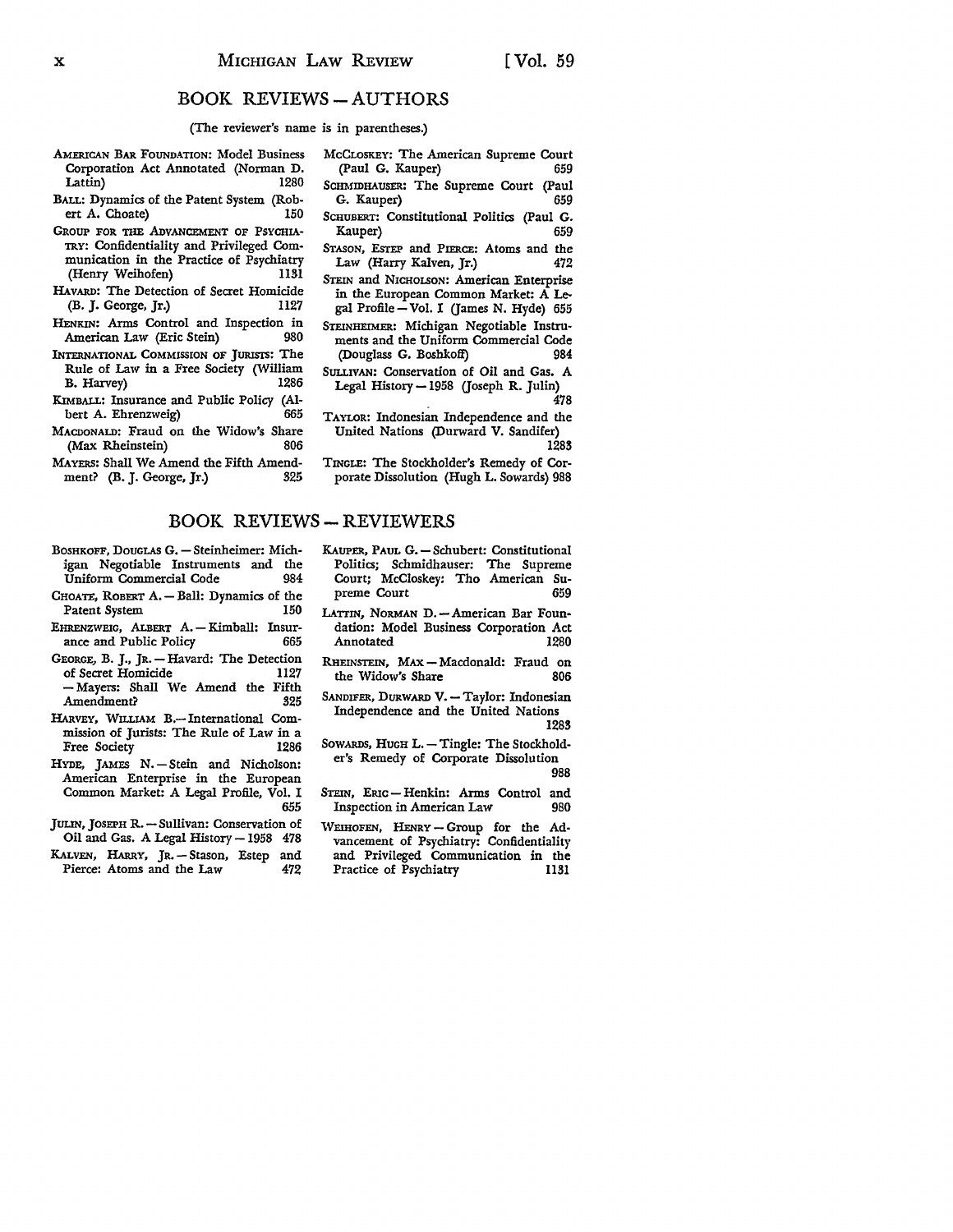## BOOK REVIEWS — AUTHORS

(The reviewer's name is in parentheses.)

AMERICAN BAR FOUNDATION: Model Business Corporation Act Annotated (Norman D. Lattin) 1280

BALL: Dynamics of the Patent System (Robert A. Choate) 150

GROUP FOR THE ADVANCEMENT OF PSYCHIATRY: Confidentiality and Privileged Communication in the Practice of Psychiatry (Henry Weihofen) 1131

HAVARD: The Detection of Secret Homicide (B. J. George, Jr.) 1127

HENKIN: Arms Control and Inspection in American Law (Eric Stein) 980

INTERNATIONAL COMMISSION OF JURISTS: The Rule of Law in a Free Society (William B. Harvey) 1286

KIMBALL: Insurance and Public Policy (Albert A. Ehrenzweig) 665

MACDONALD: Fraud on the Widow's Share (Max Rheinstein) 806

MAYERS: Shall We Amend the Fifth Amendment? (B. J. George, Jr.) 325

MCCLOSKEY: The American Supreme Court (Paul G. Kauper) 659

SCHMIDHAUSER: The Supreme Court (Paul G. Kauper) 659

SCHUBERT: Constitutional Politics (Paul G. Kauper) 659

STASON, ESTEP and PIERCE: Atoms and the Law (Harry Kalven, Jr.) 472

STEIN and NICHOLSON: American Enterprise in the European Common Market: A Legal Profile — Vol. I (James N. Hyde) 655

STEINHEIMER: Michigan Negotiable Instruments and the Uniform Commercial Code (Douglass G. Boshkoff) 984

SULLIVAN: Conservation of Oil and Gas. A Legal History — 1958 (Joseph R. Julin) 478

TAYLOR: Indonesian Independence and the United Nations (Durward V. Sandifer) 1283

TINGLE: The Stockholder's Remedy of Corporate Dissolution (Hugh L. Sowards) 988

## BOOK REVIEWS — REVIEWERS

BOSHKOFF, DOUGLAS G. — Steinheimer: Michigan Negotiable Instruments and the Uniform Commercial Code 984

CHOATE, ROBERT A. — Ball: Dynamics of the Patent System 150

EHRENZWEIG, ALBERT A. — Kimball: Insurance and Public Policy 665

GEORGE, B. J., JR. — Havard: The Detection of Secret Homicide 1127
— Mayers: Shall We Amend the Fifth Amendment? 325

HARVEY, WILLIAM B.— International Commission of Jurists: The Rule of Law in a Free Society 1286

HYDE, JAMES N. — Stein and Nicholson: American Enterprise in the European Common Market: A Legal Profile, Vol. I 655

JULIN, JOSEPH R. — Sullivan: Conservation of Oil and Gas. A Legal History — 1958 478

KALVEN, HARRY, JR. — Stason, Estep and Pierce: Atoms and the Law 472

KAUPER, PAUL G. — Schubert: Constitutional Politics; Schmidhauser: The Supreme Court; McCloskey: Tho American Supreme Court 659

LATTIN, NORMAN D. — American Bar Foundation: Model Business Corporation Act Annotated 1280

RHEINSTEIN, MAX — Macdonald: Fraud on the Widow's Share 806

SANDIFER, DURWARD V. — Taylor: Indonesian Independence and the United Nations 1283

SOWARDS, HUGH L. — Tingle: The Stockholder's Remedy of Corporate Dissolution 988

STEIN, ERIC — Henkin: Arms Control and Inspection in American Law 980

WEIHOFEN, HENRY — Group for the Advancement of Psychiatry: Confidentiality and Privileged Communication in the Practice of Psychiatry 1131